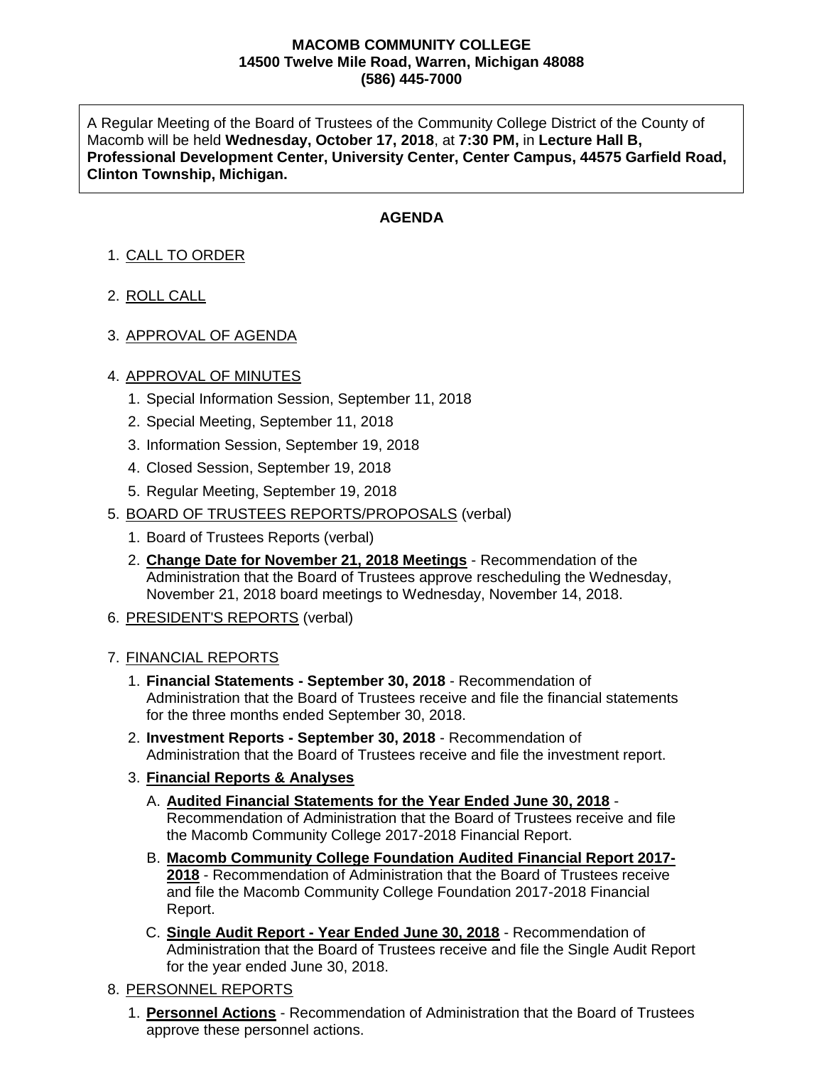**MACOMB COMMUNITY COLLEGE**
**14500 Twelve Mile Road, Warren, Michigan 48088**
**(586) 445-7000**

A Regular Meeting of the Board of Trustees of the Community College District of the County of Macomb will be held **Wednesday, October 17, 2018**, at **7:30 PM,** in **Lecture Hall B, Professional Development Center, University Center, Center Campus, 44575 Garfield Road, Clinton Township, Michigan.**

## AGENDA

1. CALL TO ORDER
2. ROLL CALL
3. APPROVAL OF AGENDA
4. APPROVAL OF MINUTES
   1. Special Information Session, September 11, 2018
   2. Special Meeting, September 11, 2018
   3. Information Session, September 19, 2018
   4. Closed Session, September 19, 2018
   5. Regular Meeting, September 19, 2018
5. BOARD OF TRUSTEES REPORTS/PROPOSALS (verbal)
   1. Board of Trustees Reports (verbal)
   2. **Change Date for November 21, 2018 Meetings** - Recommendation of the Administration that the Board of Trustees approve rescheduling the Wednesday, November 21, 2018 board meetings to Wednesday, November 14, 2018.
6. PRESIDENT'S REPORTS (verbal)
7. FINANCIAL REPORTS
   1. **Financial Statements - September 30, 2018** - Recommendation of Administration that the Board of Trustees receive and file the financial statements for the three months ended September 30, 2018.
   2. **Investment Reports - September 30, 2018** - Recommendation of Administration that the Board of Trustees receive and file the investment report.
   3. **Financial Reports & Analyses**
      A. **Audited Financial Statements for the Year Ended June 30, 2018** - Recommendation of Administration that the Board of Trustees receive and file the Macomb Community College 2017-2018 Financial Report.
      B. **Macomb Community College Foundation Audited Financial Report 2017-2018** - Recommendation of Administration that the Board of Trustees receive and file the Macomb Community College Foundation 2017-2018 Financial Report.
      C. **Single Audit Report - Year Ended June 30, 2018** - Recommendation of Administration that the Board of Trustees receive and file the Single Audit Report for the year ended June 30, 2018.
8. PERSONNEL REPORTS
   1. **Personnel Actions** - Recommendation of Administration that the Board of Trustees approve these personnel actions.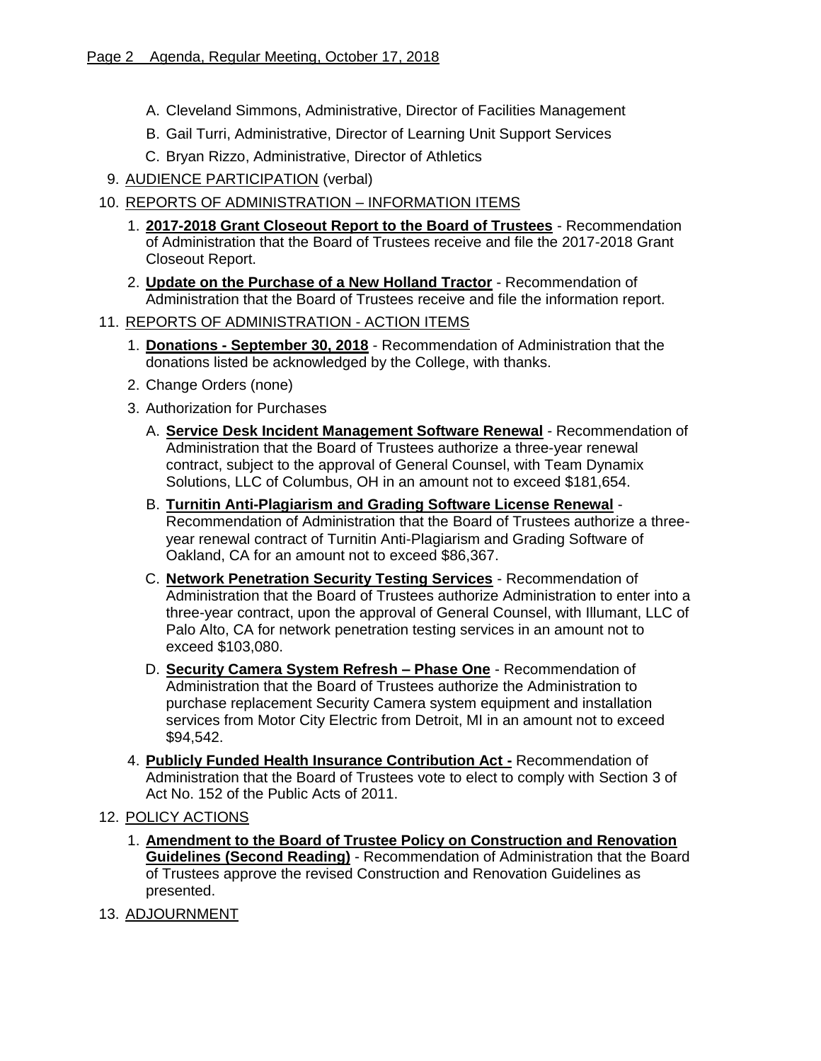A. Cleveland Simmons, Administrative, Director of Facilities Management
   B. Gail Turri, Administrative, Director of Learning Unit Support Services
   C. Bryan Rizzo, Administrative, Director of Athletics

9. AUDIENCE PARTICIPATION (verbal)

10. REPORTS OF ADMINISTRATION – INFORMATION ITEMS
    1. **2017-2018 Grant Closeout Report to the Board of Trustees** - Recommendation of Administration that the Board of Trustees receive and file the 2017-2018 Grant Closeout Report.
    2. **Update on the Purchase of a New Holland Tractor** - Recommendation of Administration that the Board of Trustees receive and file the information report.

11. REPORTS OF ADMINISTRATION - ACTION ITEMS
    1. **Donations - September 30, 2018** - Recommendation of Administration that the donations listed be acknowledged by the College, with thanks.
    2. Change Orders (none)
    3. Authorization for Purchases
       A. **Service Desk Incident Management Software Renewal** - Recommendation of Administration that the Board of Trustees authorize a three-year renewal contract, subject to the approval of General Counsel, with Team Dynamix Solutions, LLC of Columbus, OH in an amount not to exceed $181,654.
       B. **Turnitin Anti-Plagiarism and Grading Software License Renewal** - Recommendation of Administration that the Board of Trustees authorize a three-year renewal contract of Turnitin Anti-Plagiarism and Grading Software of Oakland, CA for an amount not to exceed $86,367.
       C. **Network Penetration Security Testing Services** - Recommendation of Administration that the Board of Trustees authorize Administration to enter into a three-year contract, upon the approval of General Counsel, with Illumant, LLC of Palo Alto, CA for network penetration testing services in an amount not to exceed $103,080.
       D. **Security Camera System Refresh – Phase One** - Recommendation of Administration that the Board of Trustees authorize the Administration to purchase replacement Security Camera system equipment and installation services from Motor City Electric from Detroit, MI in an amount not to exceed $94,542.
    4. **Publicly Funded Health Insurance Contribution Act -** Recommendation of Administration that the Board of Trustees vote to elect to comply with Section 3 of Act No. 152 of the Public Acts of 2011.

12. POLICY ACTIONS
    1. **Amendment to the Board of Trustee Policy on Construction and Renovation Guidelines (Second Reading)** - Recommendation of Administration that the Board of Trustees approve the revised Construction and Renovation Guidelines as presented.

13. ADJOURNMENT